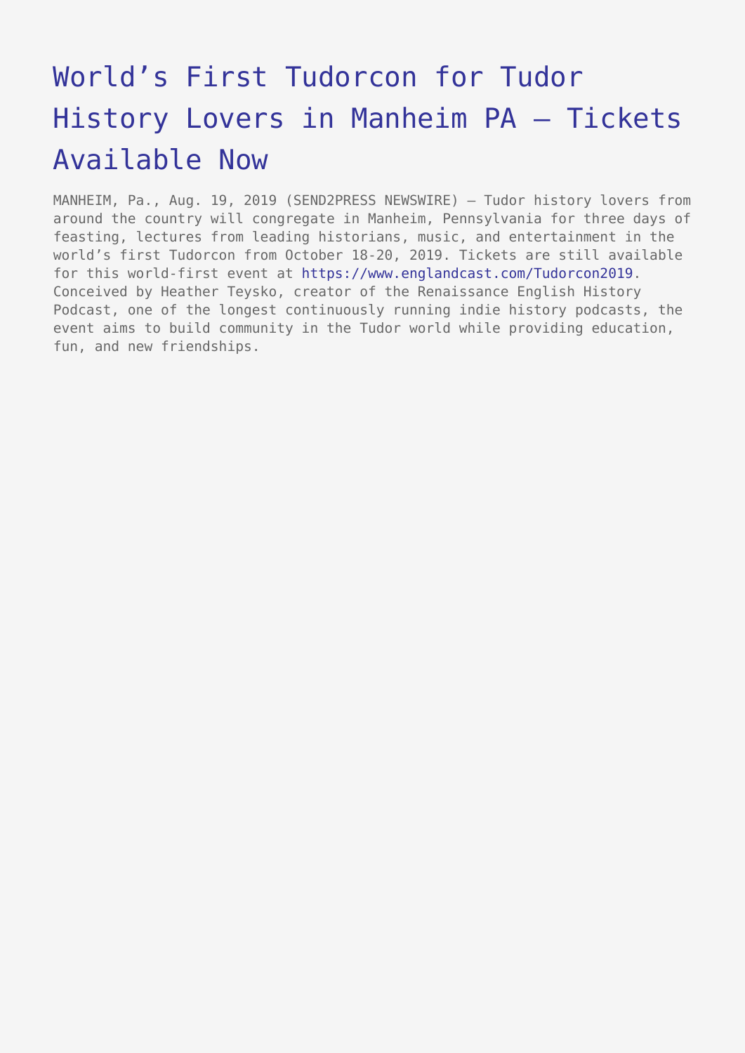# World's First Tudorcon for Tudor History Lovers in Manheim PA – Tickets Available Now

MANHEIM, Pa., Aug. 19, 2019 (SEND2PRESS NEWSWIRE) — Tudor history lovers from around the country will congregate in Manheim, Pennsylvania for three days of feasting, lectures from leading historians, music, and entertainment in the world's first Tudorcon from October 18-20, 2019. Tickets are still available for this world-first event at https://www.englandcast.com/Tudorcon2019. Conceived by Heather Teysko, creator of the Renaissance English History Podcast, one of the longest continuously running indie history podcasts, the event aims to build community in the Tudor world while providing education, fun, and new friendships.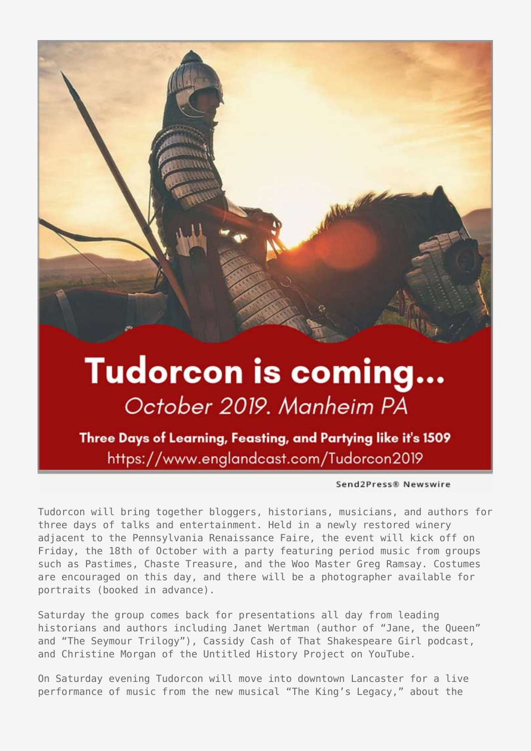Tudorcon will bring together bloggers, historians, musicians, and authors for three days of talks and entertainment. Held in a newly restored winery adjacent to the Pennsylvania Renaissance Faire, the event will kick off on Friday, the 18th of October with a party featuring period music from groups such as Pastimes, Chaste Treasure, and the Woo Master Greg Ramsay. Costumes are encouraged on this day, and there will be a photographer available for portraits (booked in advance).

Saturday the group comes back for presentations all day from leading historians and authors including Janet Wertman (author of "Jane, the Queen" and "The Seymour Trilogy"), Cassidy Cash of That Shakespeare Girl podcast, and Christine Morgan of the Untitled History Project on YouTube.

On Saturday evening Tudorcon will move into downtown Lancaster for a live performance of music from the new musical "The King's Legacy," about the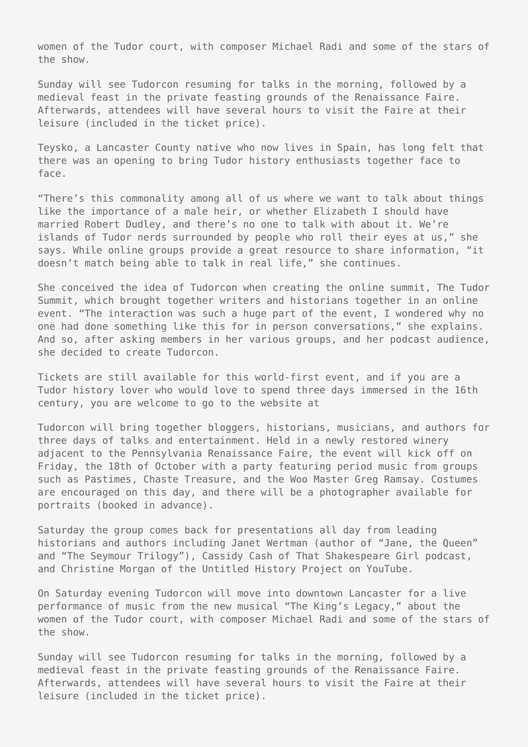women of the Tudor court, with composer Michael Radi and some of the stars of the show.

Sunday will see Tudorcon resuming for talks in the morning, followed by a medieval feast in the private feasting grounds of the Renaissance Faire. Afterwards, attendees will have several hours to visit the Faire at their leisure (included in the ticket price).

Teysko, a Lancaster County native who now lives in Spain, has long felt that there was an opening to bring Tudor history enthusiasts together face to face.

“There’s this commonality among all of us where we want to talk about things like the importance of a male heir, or whether Elizabeth I should have married Robert Dudley, and there’s no one to talk with about it. We’re islands of Tudor nerds surrounded by people who roll their eyes at us,” she says. While online groups provide a great resource to share information, “it doesn’t match being able to talk in real life,” she continues.

She conceived the idea of Tudorcon when creating the online summit, The Tudor Summit, which brought together writers and historians together in an online event. “The interaction was such a huge part of the event, I wondered why no one had done something like this for in person conversations,” she explains. And so, after asking members in her various groups, and her podcast audience, she decided to create Tudorcon.

Tickets are still available for this world-first event, and if you are a Tudor history lover who would love to spend three days immersed in the 16th century, you are welcome to go to the website at

Tudorcon will bring together bloggers, historians, musicians, and authors for three days of talks and entertainment. Held in a newly restored winery adjacent to the Pennsylvania Renaissance Faire, the event will kick off on Friday, the 18th of October with a party featuring period music from groups such as Pastimes, Chaste Treasure, and the Woo Master Greg Ramsay. Costumes are encouraged on this day, and there will be a photographer available for portraits (booked in advance).

Saturday the group comes back for presentations all day from leading historians and authors including Janet Wertman (author of “Jane, the Queen” and “The Seymour Trilogy”), Cassidy Cash of That Shakespeare Girl podcast, and Christine Morgan of the Untitled History Project on YouTube.

On Saturday evening Tudorcon will move into downtown Lancaster for a live performance of music from the new musical “The King’s Legacy,” about the women of the Tudor court, with composer Michael Radi and some of the stars of the show.

Sunday will see Tudorcon resuming for talks in the morning, followed by a medieval feast in the private feasting grounds of the Renaissance Faire. Afterwards, attendees will have several hours to visit the Faire at their leisure (included in the ticket price).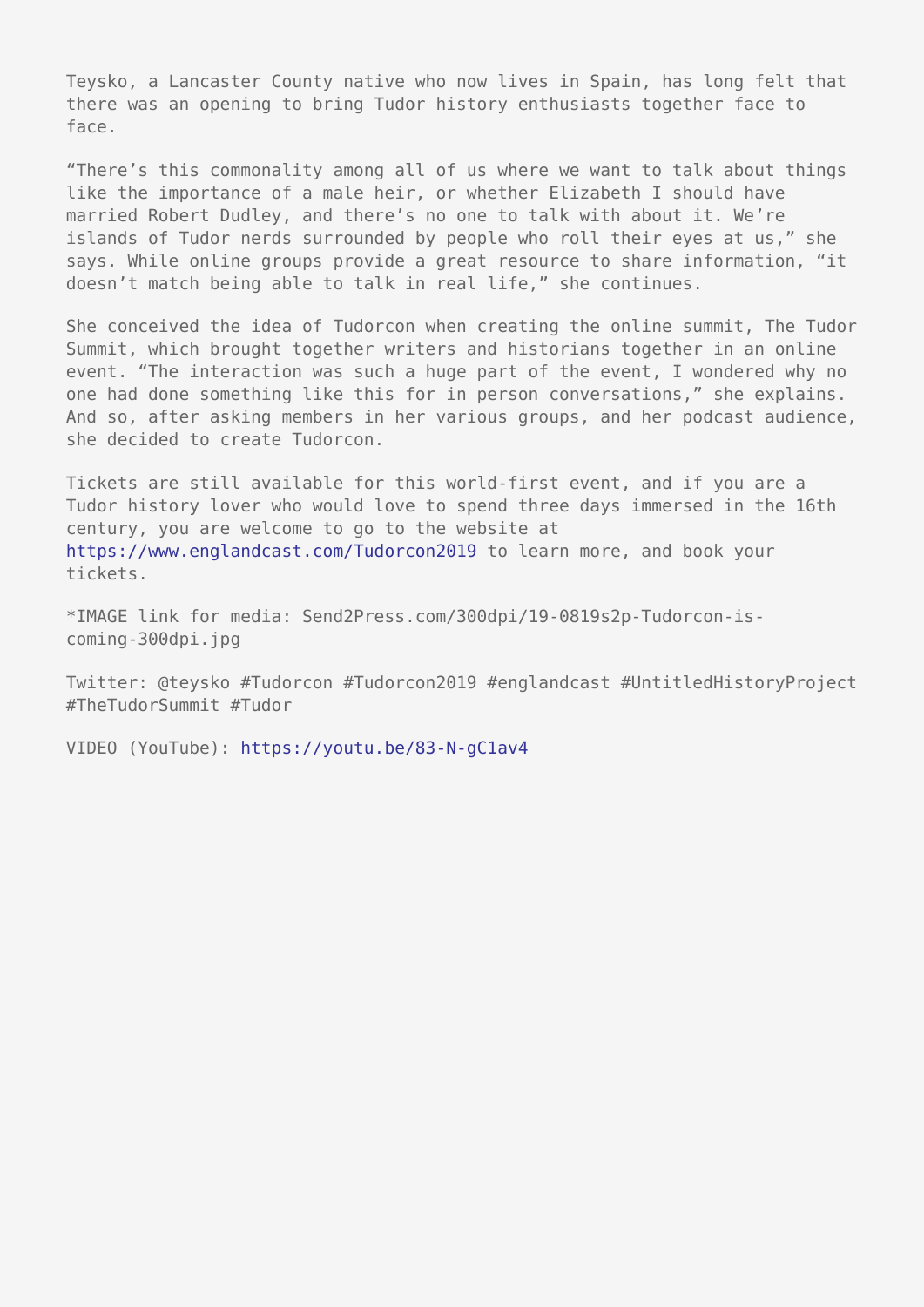Teysko, a Lancaster County native who now lives in Spain, has long felt that there was an opening to bring Tudor history enthusiasts together face to face.

"There's this commonality among all of us where we want to talk about things like the importance of a male heir, or whether Elizabeth I should have married Robert Dudley, and there's no one to talk with about it. We're islands of Tudor nerds surrounded by people who roll their eyes at us," she says. While online groups provide a great resource to share information, "it doesn't match being able to talk in real life," she continues.

She conceived the idea of Tudorcon when creating the online summit, The Tudor Summit, which brought together writers and historians together in an online event. "The interaction was such a huge part of the event, I wondered why no one had done something like this for in person conversations," she explains. And so, after asking members in her various groups, and her podcast audience, she decided to create Tudorcon.

Tickets are still available for this world-first event, and if you are a Tudor history lover who would love to spend three days immersed in the 16th century, you are welcome to go to the website at https://www.englandcast.com/Tudorcon2019 to learn more, and book your tickets.

*IMAGE link for media: Send2Press.com/300dpi/19-0819s2p-Tudorcon-is-coming-300dpi.jpg

Twitter: @teysko #Tudorcon #Tudorcon2019 #englandcast #UntitledHistoryProject #TheTudorSummit #Tudor

VIDEO (YouTube): https://youtu.be/83-N-gC1av4